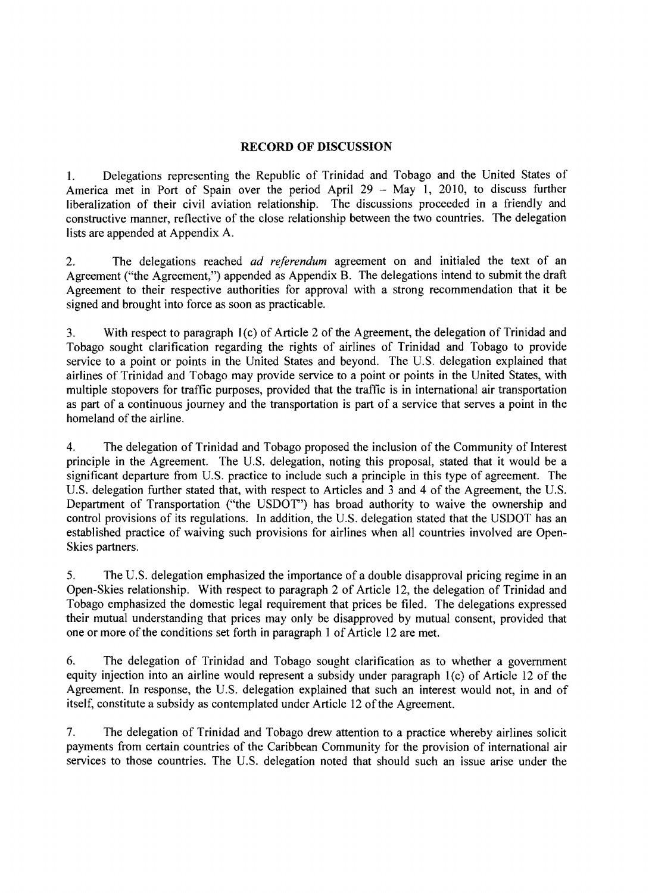## RECORD OF DISCUSSION

1. Delegations representing the Republic of Trinidad and Tobago and the United States of America met in Port of Spain over the period April 29 – May 1, 2010, to discuss further liberalization of their civil aviation relationship. The discussions proceeded in a friendly and constructive manner, reflective of the close relationship between the two countries. The delegation lists are appended at Appendix A.

2. The delegations reached *ad referendum* agreement on and initialed the text of an Agreement ("the Agreement,") appended as Appendix B. The delegations intend to submit the draft Agreement to their respective authorities for approval with a strong recommendation that it be signed and brought into force as soon as practicable.

3. With respect to paragraph 1(c) of Article 2 of the Agreement, the delegation of Trinidad and Tobago sought clarification regarding the rights of airlines of Trinidad and Tobago to provide service to a point or points in the United States and beyond. The U.S. delegation explained that airlines of Trinidad and Tobago may provide service to a point or points in the United States, with multiple stopovers for traffic purposes, provided that the traffic is in international air transportation as part of a continuous journey and the transportation is part of a service that serves a point in the homeland of the airline.

4. The delegation of Trinidad and Tobago proposed the inclusion of the Community of Interest principle in the Agreement. The U.S. delegation, noting this proposal, stated that it would be a significant departure from U.S. practice to include such a principle in this type of agreement. The U.S. delegation further stated that, with respect to Articles and 3 and 4 of the Agreement, the U.S. Department of Transportation ("the USDOT") has broad authority to waive the ownership and control provisions of its regulations. In addition, the U.S. delegation stated that the USDOT has an established practice of waiving such provisions for airlines when all countries involved are Open-Skies partners.

5. The U.S. delegation emphasized the importance of a double disapproval pricing regime in an Open-Skies relationship. With respect to paragraph 2 of Article 12, the delegation of Trinidad and Tobago emphasized the domestic legal requirement that prices be filed. The delegations expressed their mutual understanding that prices may only be disapproved by mutual consent, provided that one or more of the conditions set forth in paragraph 1 of Article 12 are met.

6. The delegation of Trinidad and Tobago sought clarification as to whether a government equity injection into an airline would represent a subsidy under paragraph 1(c) of Article 12 of the Agreement. In response, the U.S. delegation explained that such an interest would not, in and of itself, constitute a subsidy as contemplated under Article 12 of the Agreement.

7. The delegation of Trinidad and Tobago drew attention to a practice whereby airlines solicit payments from certain countries of the Caribbean Community for the provision of international air services to those countries. The U.S. delegation noted that should such an issue arise under the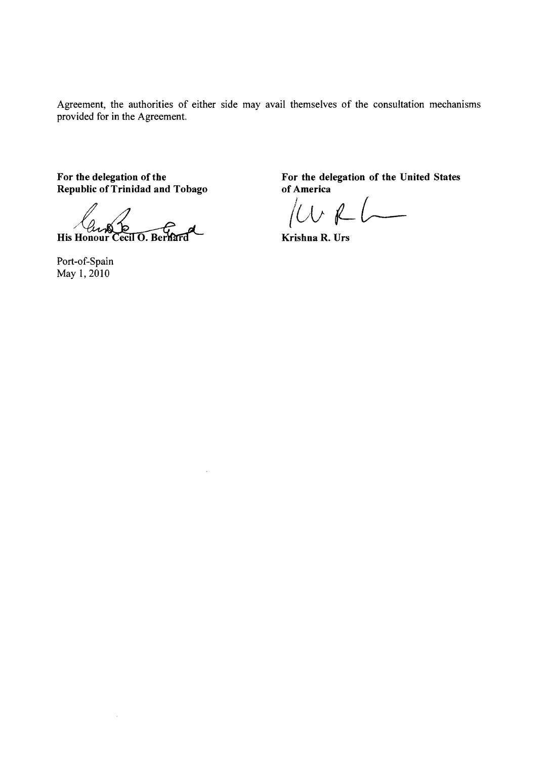Agreement, the authorities of either side may avail themselves of the consultation mechanisms provided for in the Agreement.

**For the delegation of the Republic of Trinidad and Tobago**

**His Honour Cecil O. Bernard**

Port-of-Spain
May 1, 2010

**For the delegation of the United States of America**

**Krishna R. Urs**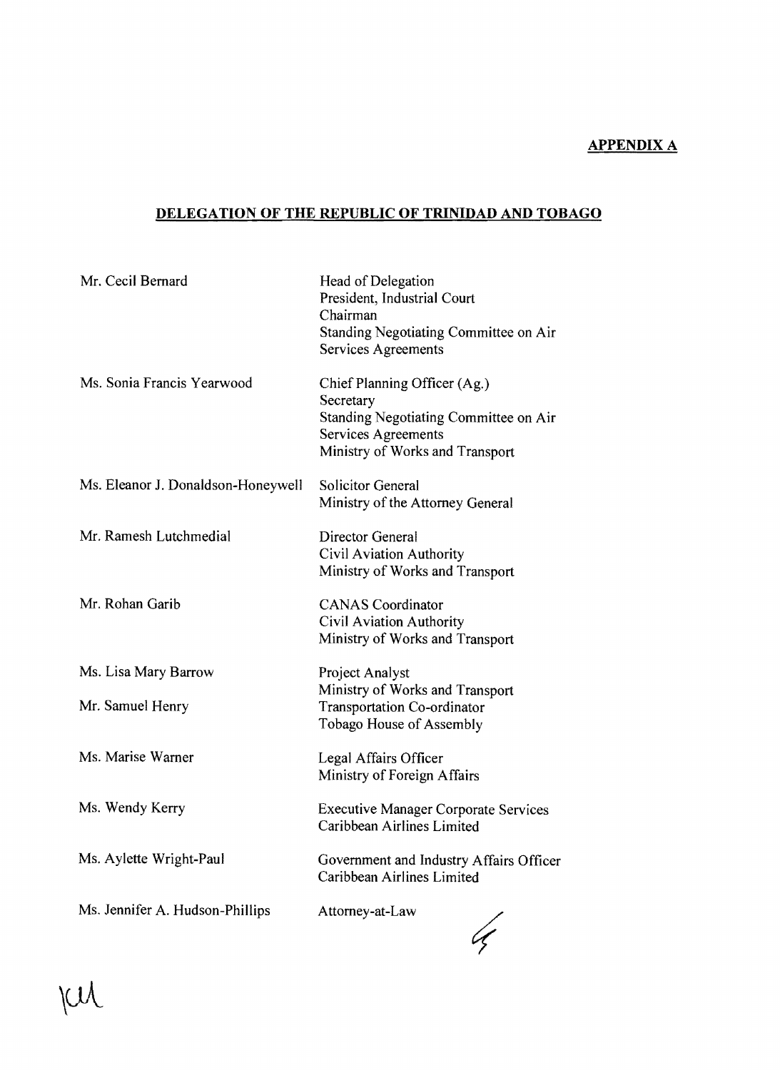**APPENDIX A**

## DELEGATION OF THE REPUBLIC OF TRINIDAD AND TOBAGO

| | |
|---|---|
| Mr. Cecil Bernard | Head of Delegation<br>President, Industrial Court<br>Chairman<br>Standing Negotiating Committee on Air Services Agreements |
| Ms. Sonia Francis Yearwood | Chief Planning Officer (Ag.)<br>Secretary<br>Standing Negotiating Committee on Air Services Agreements<br>Ministry of Works and Transport |
| Ms. Eleanor J. Donaldson-Honeywell | Solicitor General<br>Ministry of the Attorney General |
| Mr. Ramesh Lutchmedial | Director General<br>Civil Aviation Authority<br>Ministry of Works and Transport |
| Mr. Rohan Garib | CANAS Coordinator<br>Civil Aviation Authority<br>Ministry of Works and Transport |
| Ms. Lisa Mary Barrow | Project Analyst<br>Ministry of Works and Transport |
| Mr. Samuel Henry | Transportation Co-ordinator<br>Tobago House of Assembly |
| Ms. Marise Warner | Legal Affairs Officer<br>Ministry of Foreign Affairs |
| Ms. Wendy Kerry | Executive Manager Corporate Services<br>Caribbean Airlines Limited |
| Ms. Aylette Wright-Paul | Government and Industry Affairs Officer<br>Caribbean Airlines Limited |
| Ms. Jennifer A. Hudson-Phillips | Attorney-at-Law |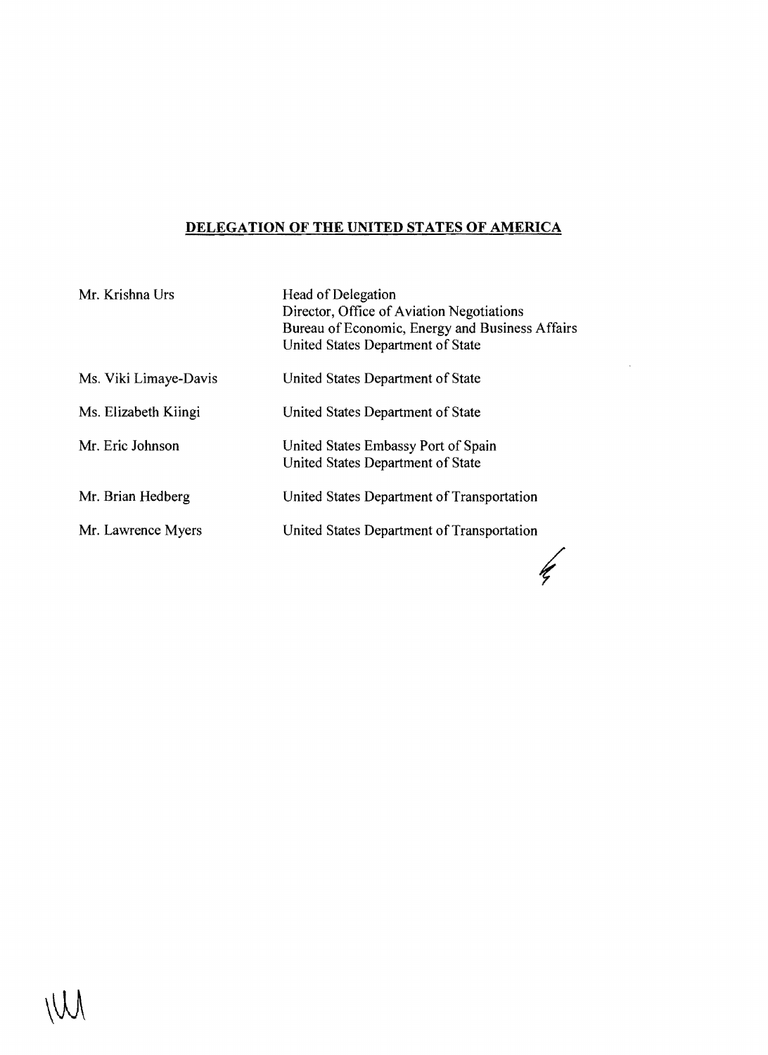## DELEGATION OF THE UNITED STATES OF AMERICA

| | |
|---|---|
| Mr. Krishna Urs | Head of Delegation<br>Director, Office of Aviation Negotiations<br>Bureau of Economic, Energy and Business Affairs<br>United States Department of State |
| Ms. Viki Limaye-Davis | United States Department of State |
| Ms. Elizabeth Kiingi | United States Department of State |
| Mr. Eric Johnson | United States Embassy Port of Spain<br>United States Department of State |
| Mr. Brian Hedberg | United States Department of Transportation |
| Mr. Lawrence Myers | United States Department of Transportation |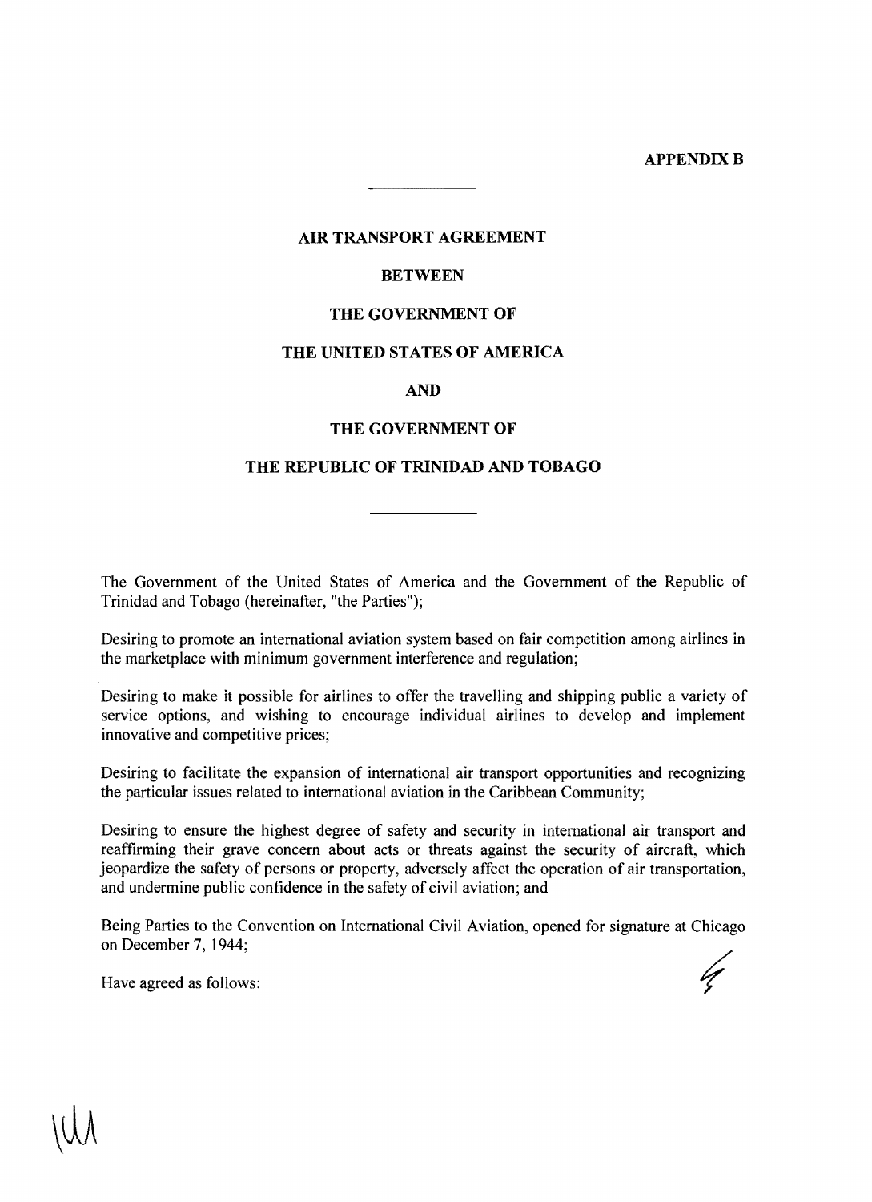**APPENDIX B**

# AIR TRANSPORT AGREEMENT

# BETWEEN

# THE GOVERNMENT OF

# THE UNITED STATES OF AMERICA

# AND

# THE GOVERNMENT OF

# THE REPUBLIC OF TRINIDAD AND TOBAGO

The Government of the United States of America and the Government of the Republic of Trinidad and Tobago (hereinafter, "the Parties");

Desiring to promote an international aviation system based on fair competition among airlines in the marketplace with minimum government interference and regulation;

Desiring to make it possible for airlines to offer the travelling and shipping public a variety of service options, and wishing to encourage individual airlines to develop and implement innovative and competitive prices;

Desiring to facilitate the expansion of international air transport opportunities and recognizing the particular issues related to international aviation in the Caribbean Community;

Desiring to ensure the highest degree of safety and security in international air transport and reaffirming their grave concern about acts or threats against the security of aircraft, which jeopardize the safety of persons or property, adversely affect the operation of air transportation, and undermine public confidence in the safety of civil aviation; and

Being Parties to the Convention on International Civil Aviation, opened for signature at Chicago on December 7, 1944;

Have agreed as follows: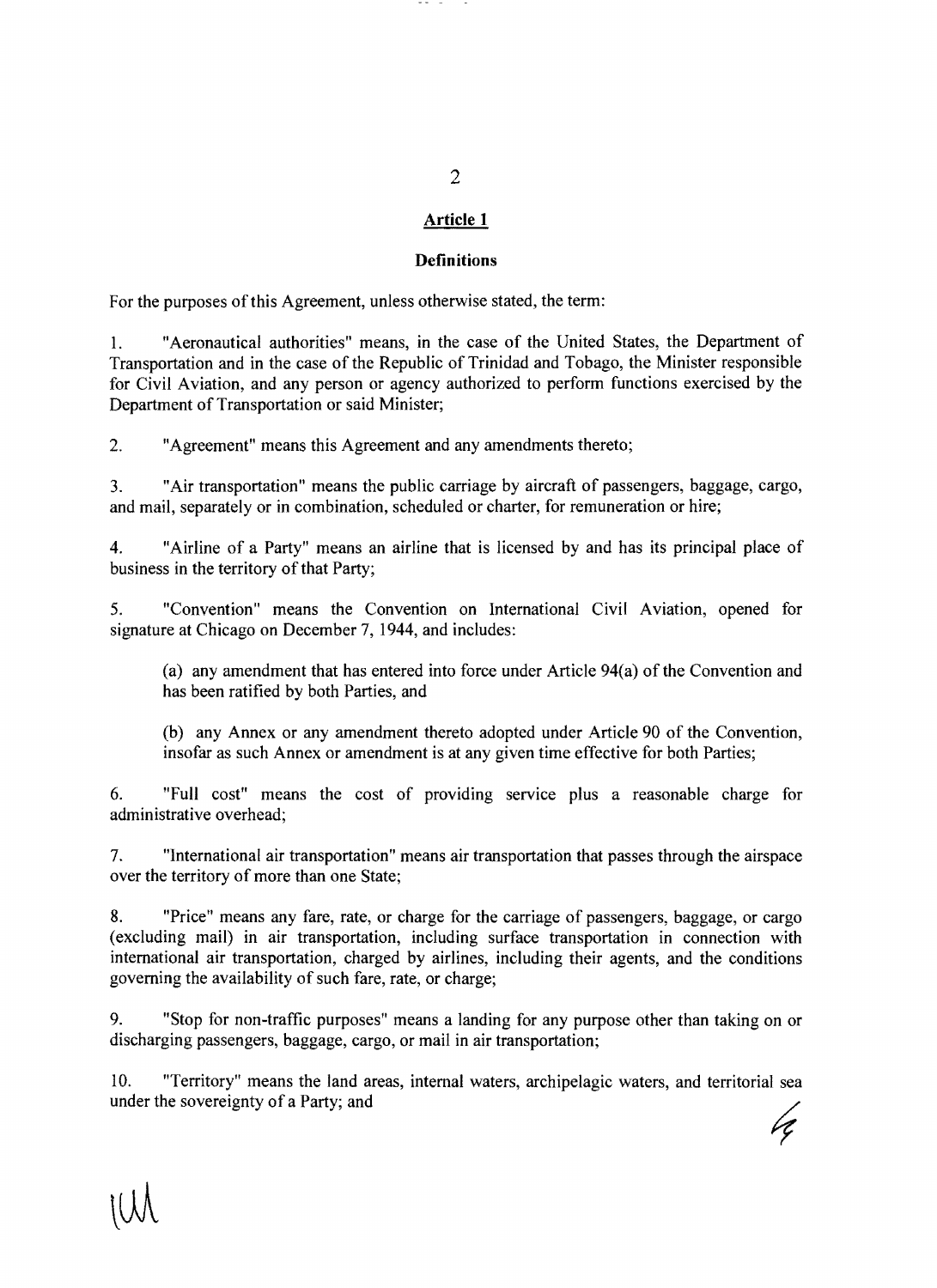## Article 1

### Definitions

For the purposes of this Agreement, unless otherwise stated, the term:

1. "Aeronautical authorities" means, in the case of the United States, the Department of Transportation and in the case of the Republic of Trinidad and Tobago, the Minister responsible for Civil Aviation, and any person or agency authorized to perform functions exercised by the Department of Transportation or said Minister;

2. "Agreement" means this Agreement and any amendments thereto;

3. "Air transportation" means the public carriage by aircraft of passengers, baggage, cargo, and mail, separately or in combination, scheduled or charter, for remuneration or hire;

4. "Airline of a Party" means an airline that is licensed by and has its principal place of business in the territory of that Party;

5. "Convention" means the Convention on International Civil Aviation, opened for signature at Chicago on December 7, 1944, and includes:

   (a) any amendment that has entered into force under Article 94(a) of the Convention and has been ratified by both Parties, and

   (b) any Annex or any amendment thereto adopted under Article 90 of the Convention, insofar as such Annex or amendment is at any given time effective for both Parties;

6. "Full cost" means the cost of providing service plus a reasonable charge for administrative overhead;

7. "International air transportation" means air transportation that passes through the airspace over the territory of more than one State;

8. "Price" means any fare, rate, or charge for the carriage of passengers, baggage, or cargo (excluding mail) in air transportation, including surface transportation in connection with international air transportation, charged by airlines, including their agents, and the conditions governing the availability of such fare, rate, or charge;

9. "Stop for non-traffic purposes" means a landing for any purpose other than taking on or discharging passengers, baggage, cargo, or mail in air transportation;

10. "Territory" means the land areas, internal waters, archipelagic waters, and territorial sea under the sovereignty of a Party; and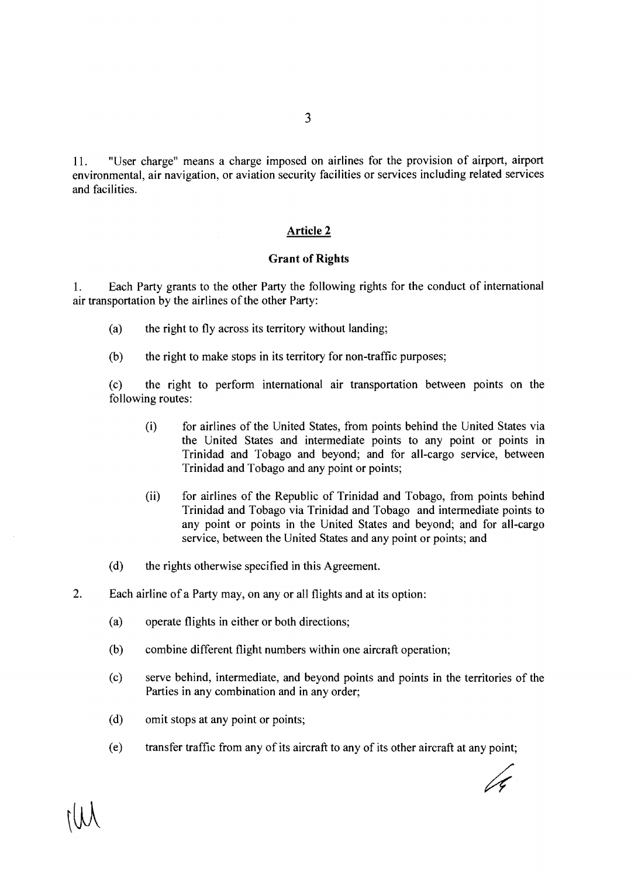11. "User charge" means a charge imposed on airlines for the provision of airport, airport environmental, air navigation, or aviation security facilities or services including related services and facilities.

## Article 2

### Grant of Rights

1. Each Party grants to the other Party the following rights for the conduct of international air transportation by the airlines of the other Party:

   (a) the right to fly across its territory without landing;

   (b) the right to make stops in its territory for non-traffic purposes;

   (c) the right to perform international air transportation between points on the following routes:

      (i) for airlines of the United States, from points behind the United States via the United States and intermediate points to any point or points in Trinidad and Tobago and beyond; and for all-cargo service, between Trinidad and Tobago and any point or points;

      (ii) for airlines of the Republic of Trinidad and Tobago, from points behind Trinidad and Tobago via Trinidad and Tobago and intermediate points to any point or points in the United States and beyond; and for all-cargo service, between the United States and any point or points; and

   (d) the rights otherwise specified in this Agreement.

2. Each airline of a Party may, on any or all flights and at its option:

   (a) operate flights in either or both directions;

   (b) combine different flight numbers within one aircraft operation;

   (c) serve behind, intermediate, and beyond points and points in the territories of the Parties in any combination and in any order;

   (d) omit stops at any point or points;

   (e) transfer traffic from any of its aircraft to any of its other aircraft at any point;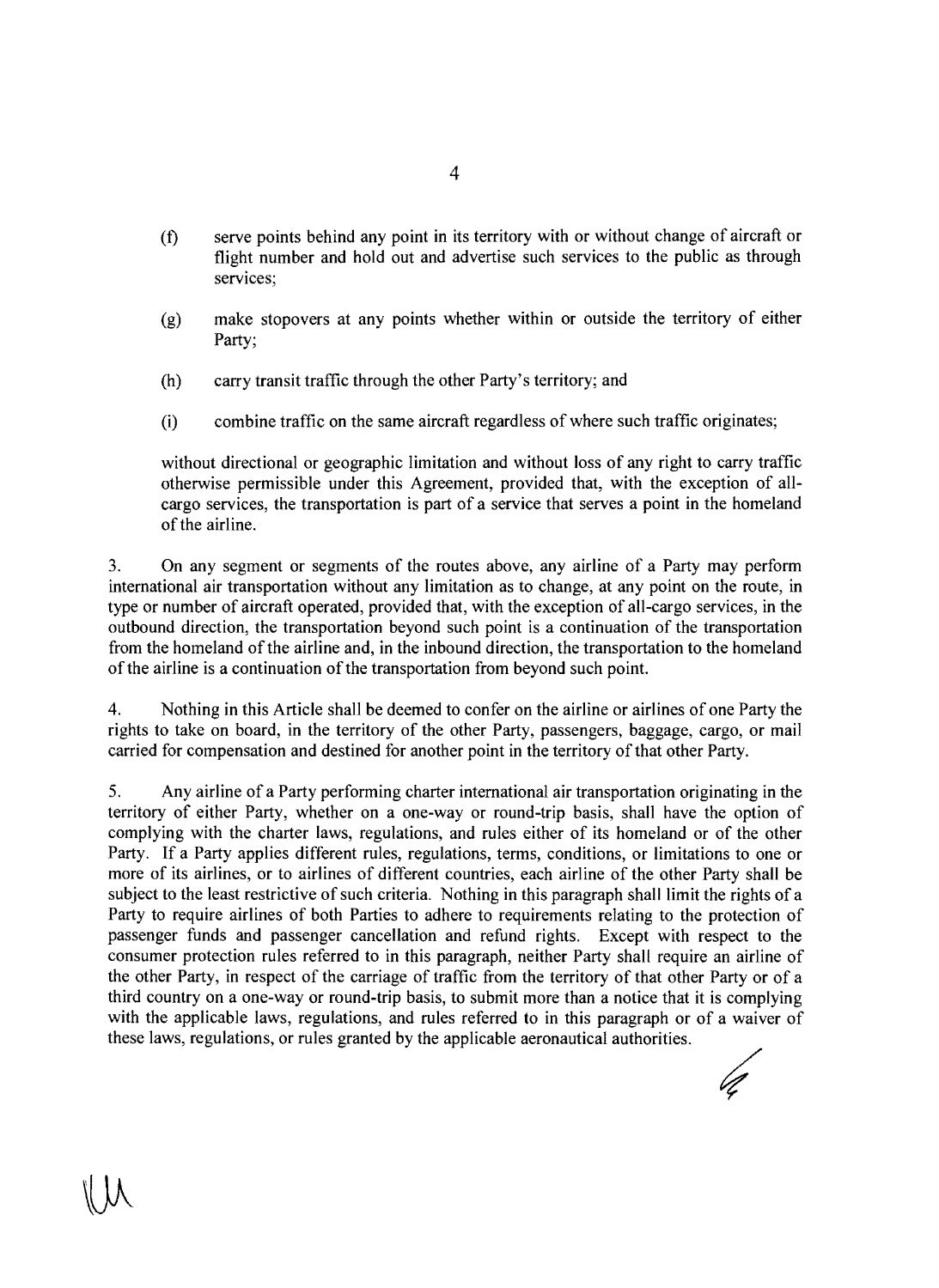(f) serve points behind any point in its territory with or without change of aircraft or flight number and hold out and advertise such services to the public as through services;

(g) make stopovers at any points whether within or outside the territory of either Party;

(h) carry transit traffic through the other Party's territory; and

(i) combine traffic on the same aircraft regardless of where such traffic originates;

without directional or geographic limitation and without loss of any right to carry traffic otherwise permissible under this Agreement, provided that, with the exception of all-cargo services, the transportation is part of a service that serves a point in the homeland of the airline.

3. On any segment or segments of the routes above, any airline of a Party may perform international air transportation without any limitation as to change, at any point on the route, in type or number of aircraft operated, provided that, with the exception of all-cargo services, in the outbound direction, the transportation beyond such point is a continuation of the transportation from the homeland of the airline and, in the inbound direction, the transportation to the homeland of the airline is a continuation of the transportation from beyond such point.

4. Nothing in this Article shall be deemed to confer on the airline or airlines of one Party the rights to take on board, in the territory of the other Party, passengers, baggage, cargo, or mail carried for compensation and destined for another point in the territory of that other Party.

5. Any airline of a Party performing charter international air transportation originating in the territory of either Party, whether on a one-way or round-trip basis, shall have the option of complying with the charter laws, regulations, and rules either of its homeland or of the other Party. If a Party applies different rules, regulations, terms, conditions, or limitations to one or more of its airlines, or to airlines of different countries, each airline of the other Party shall be subject to the least restrictive of such criteria. Nothing in this paragraph shall limit the rights of a Party to require airlines of both Parties to adhere to requirements relating to the protection of passenger funds and passenger cancellation and refund rights. Except with respect to the consumer protection rules referred to in this paragraph, neither Party shall require an airline of the other Party, in respect of the carriage of traffic from the territory of that other Party or of a third country on a one-way or round-trip basis, to submit more than a notice that it is complying with the applicable laws, regulations, and rules referred to in this paragraph or of a waiver of these laws, regulations, or rules granted by the applicable aeronautical authorities.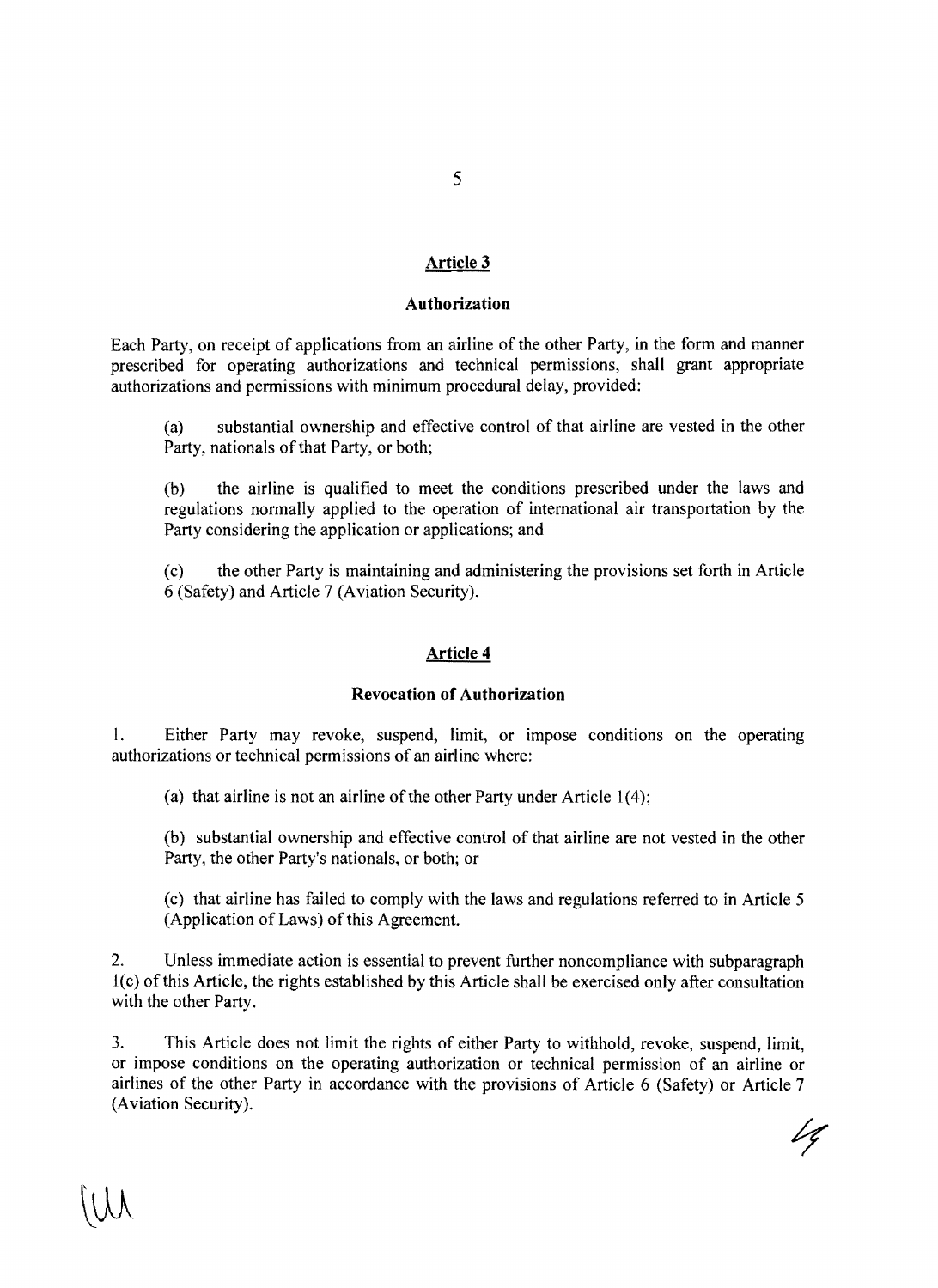## Article 3

### Authorization

Each Party, on receipt of applications from an airline of the other Party, in the form and manner prescribed for operating authorizations and technical permissions, shall grant appropriate authorizations and permissions with minimum procedural delay, provided:

(a) substantial ownership and effective control of that airline are vested in the other Party, nationals of that Party, or both;

(b) the airline is qualified to meet the conditions prescribed under the laws and regulations normally applied to the operation of international air transportation by the Party considering the application or applications; and

(c) the other Party is maintaining and administering the provisions set forth in Article 6 (Safety) and Article 7 (Aviation Security).

## Article 4

### Revocation of Authorization

1. Either Party may revoke, suspend, limit, or impose conditions on the operating authorizations or technical permissions of an airline where:

(a) that airline is not an airline of the other Party under Article 1(4);

(b) substantial ownership and effective control of that airline are not vested in the other Party, the other Party's nationals, or both; or

(c) that airline has failed to comply with the laws and regulations referred to in Article 5 (Application of Laws) of this Agreement.

2. Unless immediate action is essential to prevent further noncompliance with subparagraph 1(c) of this Article, the rights established by this Article shall be exercised only after consultation with the other Party.

3. This Article does not limit the rights of either Party to withhold, revoke, suspend, limit, or impose conditions on the operating authorization or technical permission of an airline or airlines of the other Party in accordance with the provisions of Article 6 (Safety) or Article 7 (Aviation Security).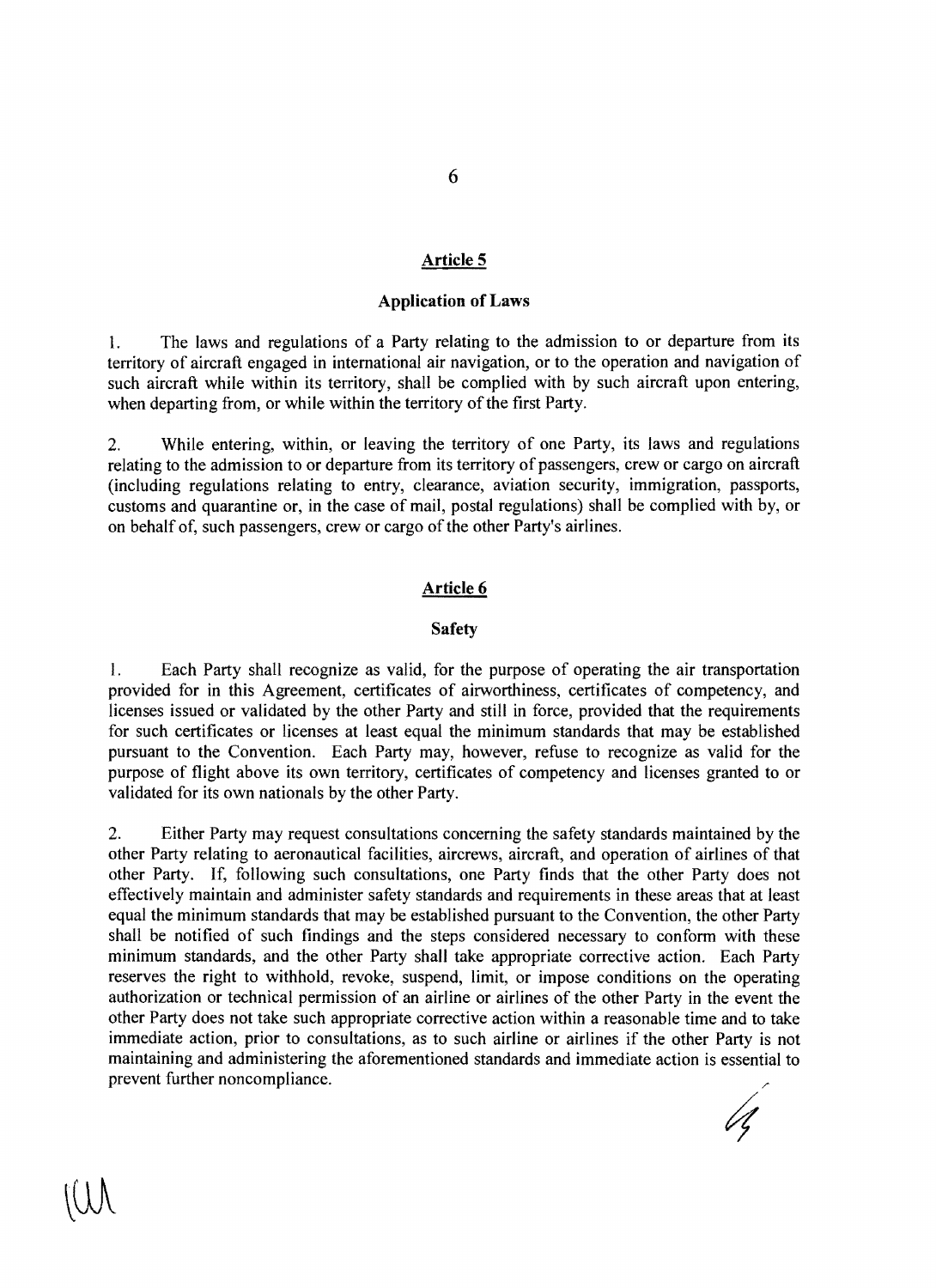## Article 5

### Application of Laws

1. The laws and regulations of a Party relating to the admission to or departure from its territory of aircraft engaged in international air navigation, or to the operation and navigation of such aircraft while within its territory, shall be complied with by such aircraft upon entering, when departing from, or while within the territory of the first Party.

2. While entering, within, or leaving the territory of one Party, its laws and regulations relating to the admission to or departure from its territory of passengers, crew or cargo on aircraft (including regulations relating to entry, clearance, aviation security, immigration, passports, customs and quarantine or, in the case of mail, postal regulations) shall be complied with by, or on behalf of, such passengers, crew or cargo of the other Party's airlines.

## Article 6

### Safety

1. Each Party shall recognize as valid, for the purpose of operating the air transportation provided for in this Agreement, certificates of airworthiness, certificates of competency, and licenses issued or validated by the other Party and still in force, provided that the requirements for such certificates or licenses at least equal the minimum standards that may be established pursuant to the Convention. Each Party may, however, refuse to recognize as valid for the purpose of flight above its own territory, certificates of competency and licenses granted to or validated for its own nationals by the other Party.

2. Either Party may request consultations concerning the safety standards maintained by the other Party relating to aeronautical facilities, aircrews, aircraft, and operation of airlines of that other Party. If, following such consultations, one Party finds that the other Party does not effectively maintain and administer safety standards and requirements in these areas that at least equal the minimum standards that may be established pursuant to the Convention, the other Party shall be notified of such findings and the steps considered necessary to conform with these minimum standards, and the other Party shall take appropriate corrective action. Each Party reserves the right to withhold, revoke, suspend, limit, or impose conditions on the operating authorization or technical permission of an airline or airlines of the other Party in the event the other Party does not take such appropriate corrective action within a reasonable time and to take immediate action, prior to consultations, as to such airline or airlines if the other Party is not maintaining and administering the aforementioned standards and immediate action is essential to prevent further noncompliance.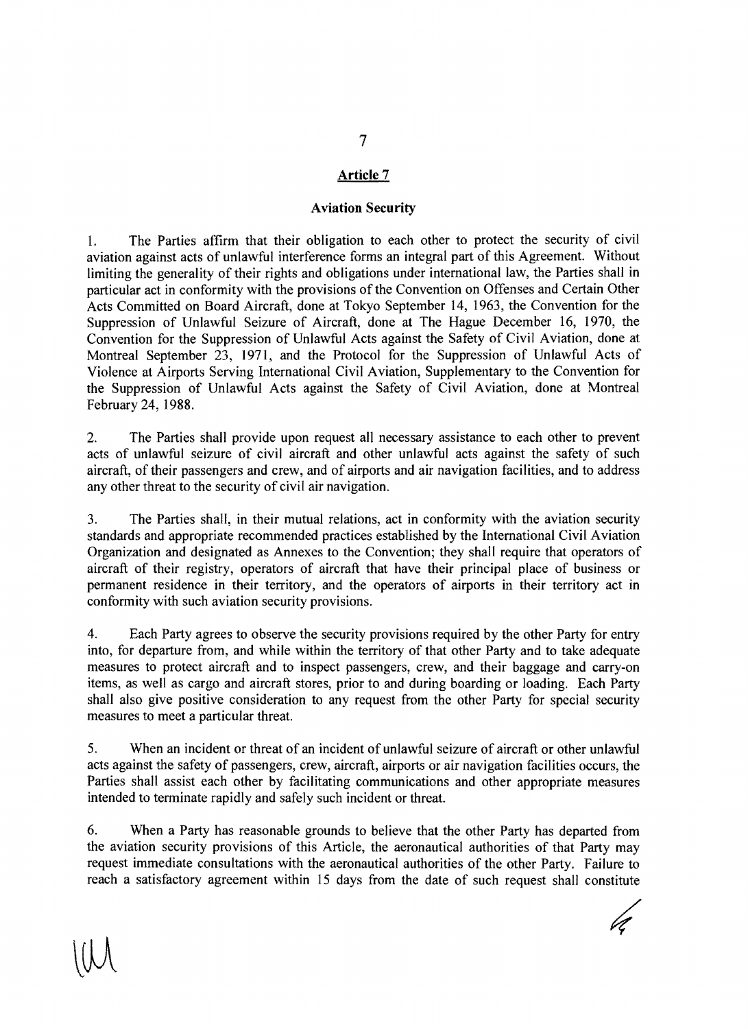## Article 7

## Aviation Security

1. The Parties affirm that their obligation to each other to protect the security of civil aviation against acts of unlawful interference forms an integral part of this Agreement. Without limiting the generality of their rights and obligations under international law, the Parties shall in particular act in conformity with the provisions of the Convention on Offenses and Certain Other Acts Committed on Board Aircraft, done at Tokyo September 14, 1963, the Convention for the Suppression of Unlawful Seizure of Aircraft, done at The Hague December 16, 1970, the Convention for the Suppression of Unlawful Acts against the Safety of Civil Aviation, done at Montreal September 23, 1971, and the Protocol for the Suppression of Unlawful Acts of Violence at Airports Serving International Civil Aviation, Supplementary to the Convention for the Suppression of Unlawful Acts against the Safety of Civil Aviation, done at Montreal February 24, 1988.

2. The Parties shall provide upon request all necessary assistance to each other to prevent acts of unlawful seizure of civil aircraft and other unlawful acts against the safety of such aircraft, of their passengers and crew, and of airports and air navigation facilities, and to address any other threat to the security of civil air navigation.

3. The Parties shall, in their mutual relations, act in conformity with the aviation security standards and appropriate recommended practices established by the International Civil Aviation Organization and designated as Annexes to the Convention; they shall require that operators of aircraft of their registry, operators of aircraft that have their principal place of business or permanent residence in their territory, and the operators of airports in their territory act in conformity with such aviation security provisions.

4. Each Party agrees to observe the security provisions required by the other Party for entry into, for departure from, and while within the territory of that other Party and to take adequate measures to protect aircraft and to inspect passengers, crew, and their baggage and carry-on items, as well as cargo and aircraft stores, prior to and during boarding or loading. Each Party shall also give positive consideration to any request from the other Party for special security measures to meet a particular threat.

5. When an incident or threat of an incident of unlawful seizure of aircraft or other unlawful acts against the safety of passengers, crew, aircraft, airports or air navigation facilities occurs, the Parties shall assist each other by facilitating communications and other appropriate measures intended to terminate rapidly and safely such incident or threat.

6. When a Party has reasonable grounds to believe that the other Party has departed from the aviation security provisions of this Article, the aeronautical authorities of that Party may request immediate consultations with the aeronautical authorities of the other Party. Failure to reach a satisfactory agreement within 15 days from the date of such request shall constitute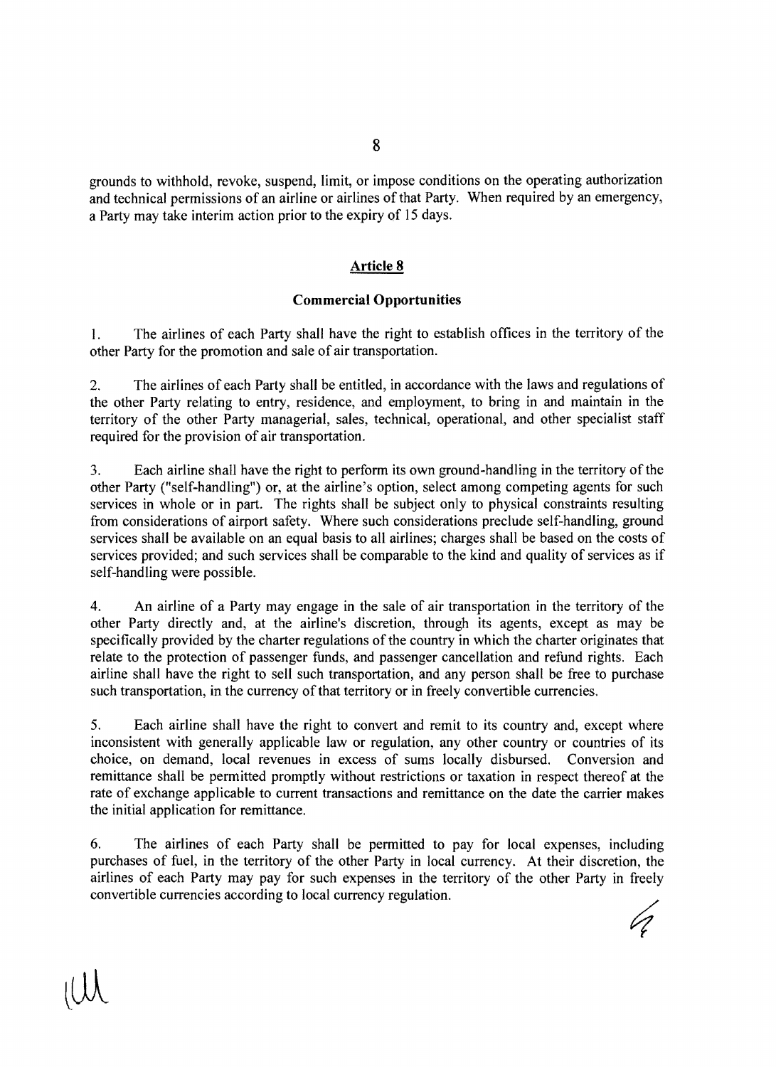grounds to withhold, revoke, suspend, limit, or impose conditions on the operating authorization and technical permissions of an airline or airlines of that Party. When required by an emergency, a Party may take interim action prior to the expiry of 15 days.

## Article 8

### Commercial Opportunities

1. The airlines of each Party shall have the right to establish offices in the territory of the other Party for the promotion and sale of air transportation.

2. The airlines of each Party shall be entitled, in accordance with the laws and regulations of the other Party relating to entry, residence, and employment, to bring in and maintain in the territory of the other Party managerial, sales, technical, operational, and other specialist staff required for the provision of air transportation.

3. Each airline shall have the right to perform its own ground-handling in the territory of the other Party ("self-handling") or, at the airline's option, select among competing agents for such services in whole or in part. The rights shall be subject only to physical constraints resulting from considerations of airport safety. Where such considerations preclude self-handling, ground services shall be available on an equal basis to all airlines; charges shall be based on the costs of services provided; and such services shall be comparable to the kind and quality of services as if self-handling were possible.

4. An airline of a Party may engage in the sale of air transportation in the territory of the other Party directly and, at the airline's discretion, through its agents, except as may be specifically provided by the charter regulations of the country in which the charter originates that relate to the protection of passenger funds, and passenger cancellation and refund rights. Each airline shall have the right to sell such transportation, and any person shall be free to purchase such transportation, in the currency of that territory or in freely convertible currencies.

5. Each airline shall have the right to convert and remit to its country and, except where inconsistent with generally applicable law or regulation, any other country or countries of its choice, on demand, local revenues in excess of sums locally disbursed. Conversion and remittance shall be permitted promptly without restrictions or taxation in respect thereof at the rate of exchange applicable to current transactions and remittance on the date the carrier makes the initial application for remittance.

6. The airlines of each Party shall be permitted to pay for local expenses, including purchases of fuel, in the territory of the other Party in local currency. At their discretion, the airlines of each Party may pay for such expenses in the territory of the other Party in freely convertible currencies according to local currency regulation.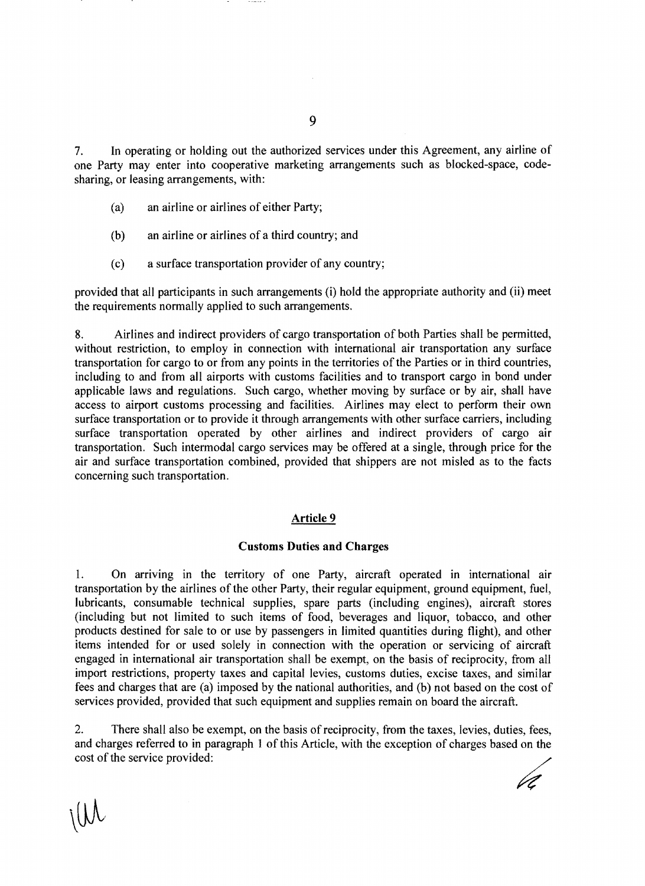7. In operating or holding out the authorized services under this Agreement, any airline of one Party may enter into cooperative marketing arrangements such as blocked-space, code-sharing, or leasing arrangements, with:

(a) an airline or airlines of either Party;

(b) an airline or airlines of a third country; and

(c) a surface transportation provider of any country;

provided that all participants in such arrangements (i) hold the appropriate authority and (ii) meet the requirements normally applied to such arrangements.

8. Airlines and indirect providers of cargo transportation of both Parties shall be permitted, without restriction, to employ in connection with international air transportation any surface transportation for cargo to or from any points in the territories of the Parties or in third countries, including to and from all airports with customs facilities and to transport cargo in bond under applicable laws and regulations. Such cargo, whether moving by surface or by air, shall have access to airport customs processing and facilities. Airlines may elect to perform their own surface transportation or to provide it through arrangements with other surface carriers, including surface transportation operated by other airlines and indirect providers of cargo air transportation. Such intermodal cargo services may be offered at a single, through price for the air and surface transportation combined, provided that shippers are not misled as to the facts concerning such transportation.

## Article 9

### Customs Duties and Charges

1. On arriving in the territory of one Party, aircraft operated in international air transportation by the airlines of the other Party, their regular equipment, ground equipment, fuel, lubricants, consumable technical supplies, spare parts (including engines), aircraft stores (including but not limited to such items of food, beverages and liquor, tobacco, and other products destined for sale to or use by passengers in limited quantities during flight), and other items intended for or used solely in connection with the operation or servicing of aircraft engaged in international air transportation shall be exempt, on the basis of reciprocity, from all import restrictions, property taxes and capital levies, customs duties, excise taxes, and similar fees and charges that are (a) imposed by the national authorities, and (b) not based on the cost of services provided, provided that such equipment and supplies remain on board the aircraft.

2. There shall also be exempt, on the basis of reciprocity, from the taxes, levies, duties, fees, and charges referred to in paragraph 1 of this Article, with the exception of charges based on the cost of the service provided: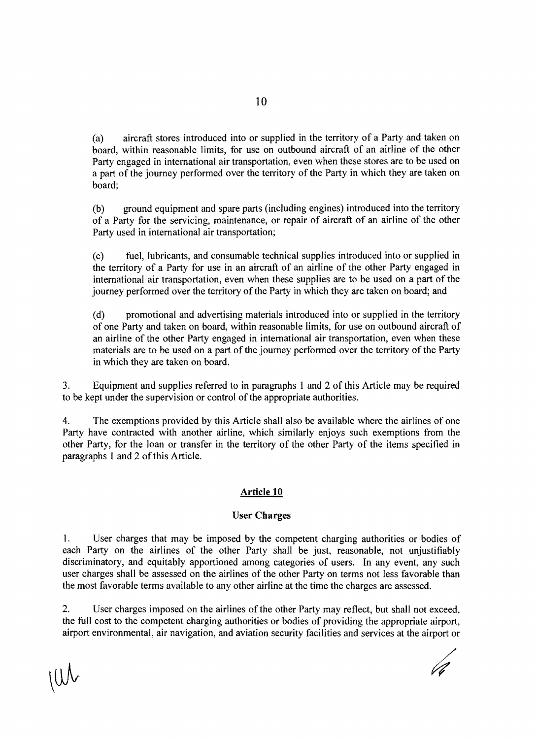(a) aircraft stores introduced into or supplied in the territory of a Party and taken on board, within reasonable limits, for use on outbound aircraft of an airline of the other Party engaged in international air transportation, even when these stores are to be used on a part of the journey performed over the territory of the Party in which they are taken on board;

(b) ground equipment and spare parts (including engines) introduced into the territory of a Party for the servicing, maintenance, or repair of aircraft of an airline of the other Party used in international air transportation;

(c) fuel, lubricants, and consumable technical supplies introduced into or supplied in the territory of a Party for use in an aircraft of an airline of the other Party engaged in international air transportation, even when these supplies are to be used on a part of the journey performed over the territory of the Party in which they are taken on board; and

(d) promotional and advertising materials introduced into or supplied in the territory of one Party and taken on board, within reasonable limits, for use on outbound aircraft of an airline of the other Party engaged in international air transportation, even when these materials are to be used on a part of the journey performed over the territory of the Party in which they are taken on board.

3. Equipment and supplies referred to in paragraphs 1 and 2 of this Article may be required to be kept under the supervision or control of the appropriate authorities.

4. The exemptions provided by this Article shall also be available where the airlines of one Party have contracted with another airline, which similarly enjoys such exemptions from the other Party, for the loan or transfer in the territory of the other Party of the items specified in paragraphs 1 and 2 of this Article.

## Article 10

### User Charges

1. User charges that may be imposed by the competent charging authorities or bodies of each Party on the airlines of the other Party shall be just, reasonable, not unjustifiably discriminatory, and equitably apportioned among categories of users. In any event, any such user charges shall be assessed on the airlines of the other Party on terms not less favorable than the most favorable terms available to any other airline at the time the charges are assessed.

2. User charges imposed on the airlines of the other Party may reflect, but shall not exceed, the full cost to the competent charging authorities or bodies of providing the appropriate airport, airport environmental, air navigation, and aviation security facilities and services at the airport or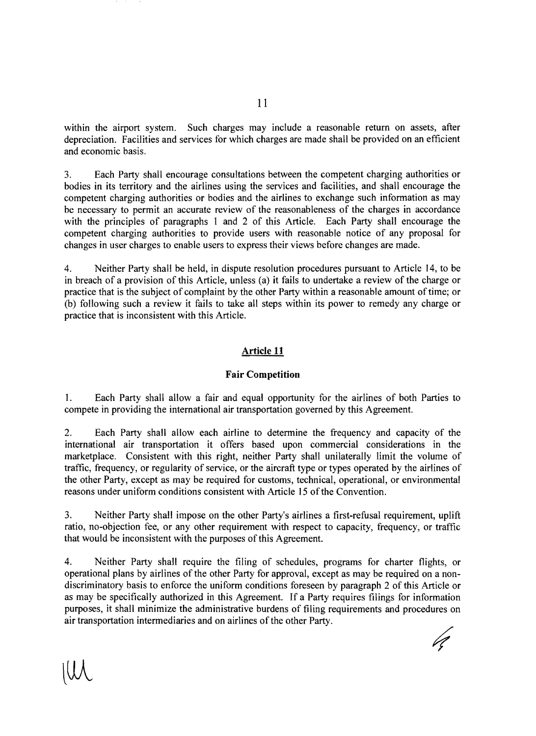within the airport system. Such charges may include a reasonable return on assets, after depreciation. Facilities and services for which charges are made shall be provided on an efficient and economic basis.

3. Each Party shall encourage consultations between the competent charging authorities or bodies in its territory and the airlines using the services and facilities, and shall encourage the competent charging authorities or bodies and the airlines to exchange such information as may be necessary to permit an accurate review of the reasonableness of the charges in accordance with the principles of paragraphs 1 and 2 of this Article. Each Party shall encourage the competent charging authorities to provide users with reasonable notice of any proposal for changes in user charges to enable users to express their views before changes are made.

4. Neither Party shall be held, in dispute resolution procedures pursuant to Article 14, to be in breach of a provision of this Article, unless (a) it fails to undertake a review of the charge or practice that is the subject of complaint by the other Party within a reasonable amount of time; or (b) following such a review it fails to take all steps within its power to remedy any charge or practice that is inconsistent with this Article.

## Article 11

### Fair Competition

1. Each Party shall allow a fair and equal opportunity for the airlines of both Parties to compete in providing the international air transportation governed by this Agreement.

2. Each Party shall allow each airline to determine the frequency and capacity of the international air transportation it offers based upon commercial considerations in the marketplace. Consistent with this right, neither Party shall unilaterally limit the volume of traffic, frequency, or regularity of service, or the aircraft type or types operated by the airlines of the other Party, except as may be required for customs, technical, operational, or environmental reasons under uniform conditions consistent with Article 15 of the Convention.

3. Neither Party shall impose on the other Party's airlines a first-refusal requirement, uplift ratio, no-objection fee, or any other requirement with respect to capacity, frequency, or traffic that would be inconsistent with the purposes of this Agreement.

4. Neither Party shall require the filing of schedules, programs for charter flights, or operational plans by airlines of the other Party for approval, except as may be required on a non-discriminatory basis to enforce the uniform conditions foreseen by paragraph 2 of this Article or as may be specifically authorized in this Agreement. If a Party requires filings for information purposes, it shall minimize the administrative burdens of filing requirements and procedures on air transportation intermediaries and on airlines of the other Party.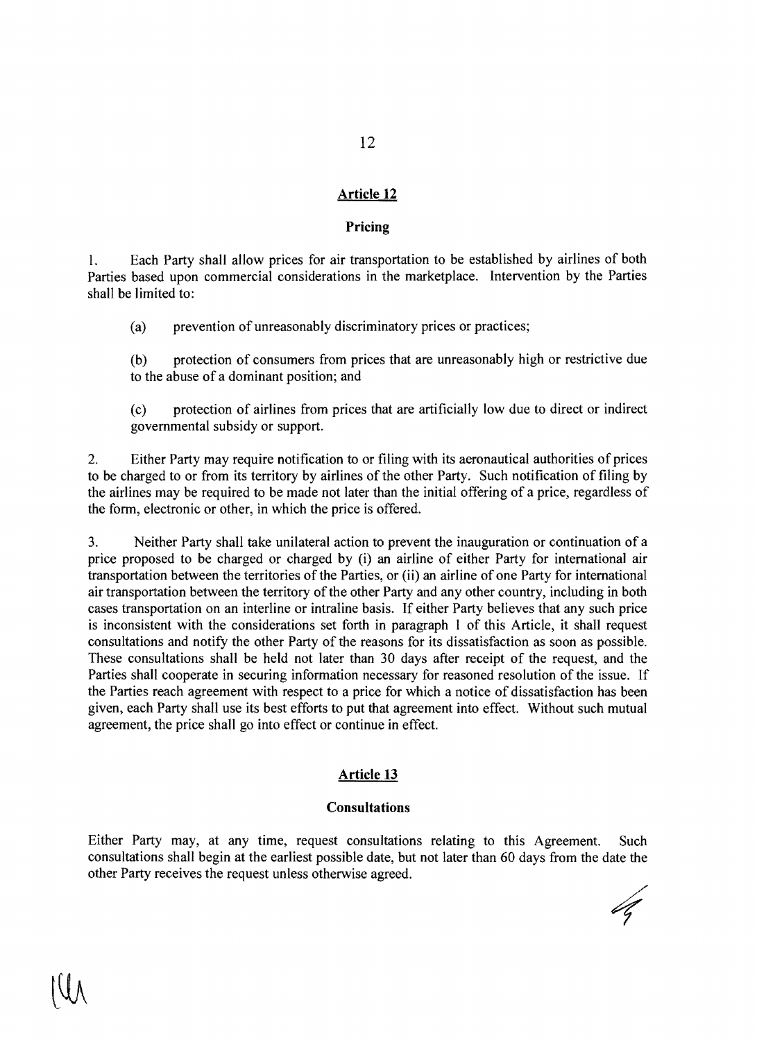## Article 12

### Pricing

1. Each Party shall allow prices for air transportation to be established by airlines of both Parties based upon commercial considerations in the marketplace. Intervention by the Parties shall be limited to:

   (a) prevention of unreasonably discriminatory prices or practices;

   (b) protection of consumers from prices that are unreasonably high or restrictive due to the abuse of a dominant position; and

   (c) protection of airlines from prices that are artificially low due to direct or indirect governmental subsidy or support.

2. Either Party may require notification to or filing with its aeronautical authorities of prices to be charged to or from its territory by airlines of the other Party. Such notification of filing by the airlines may be required to be made not later than the initial offering of a price, regardless of the form, electronic or other, in which the price is offered.

3. Neither Party shall take unilateral action to prevent the inauguration or continuation of a price proposed to be charged or charged by (i) an airline of either Party for international air transportation between the territories of the Parties, or (ii) an airline of one Party for international air transportation between the territory of the other Party and any other country, including in both cases transportation on an interline or intraline basis. If either Party believes that any such price is inconsistent with the considerations set forth in paragraph 1 of this Article, it shall request consultations and notify the other Party of the reasons for its dissatisfaction as soon as possible. These consultations shall be held not later than 30 days after receipt of the request, and the Parties shall cooperate in securing information necessary for reasoned resolution of the issue. If the Parties reach agreement with respect to a price for which a notice of dissatisfaction has been given, each Party shall use its best efforts to put that agreement into effect. Without such mutual agreement, the price shall go into effect or continue in effect.

## Article 13

### Consultations

Either Party may, at any time, request consultations relating to this Agreement. Such consultations shall begin at the earliest possible date, but not later than 60 days from the date the other Party receives the request unless otherwise agreed.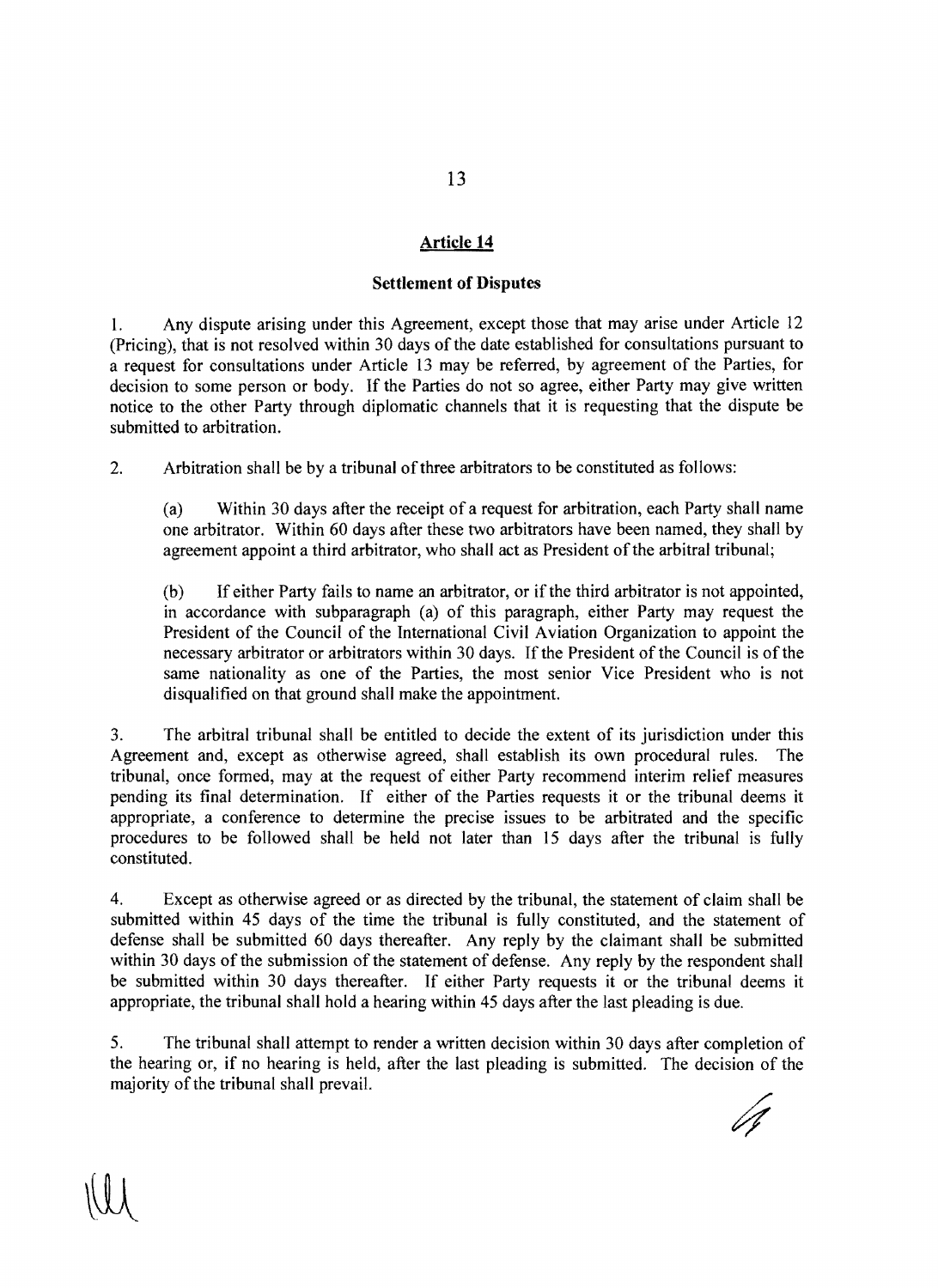## Article 14

### Settlement of Disputes

1. Any dispute arising under this Agreement, except those that may arise under Article 12 (Pricing), that is not resolved within 30 days of the date established for consultations pursuant to a request for consultations under Article 13 may be referred, by agreement of the Parties, for decision to some person or body. If the Parties do not so agree, either Party may give written notice to the other Party through diplomatic channels that it is requesting that the dispute be submitted to arbitration.

2. Arbitration shall be by a tribunal of three arbitrators to be constituted as follows:

   (a) Within 30 days after the receipt of a request for arbitration, each Party shall name one arbitrator. Within 60 days after these two arbitrators have been named, they shall by agreement appoint a third arbitrator, who shall act as President of the arbitral tribunal;

   (b) If either Party fails to name an arbitrator, or if the third arbitrator is not appointed, in accordance with subparagraph (a) of this paragraph, either Party may request the President of the Council of the International Civil Aviation Organization to appoint the necessary arbitrator or arbitrators within 30 days. If the President of the Council is of the same nationality as one of the Parties, the most senior Vice President who is not disqualified on that ground shall make the appointment.

3. The arbitral tribunal shall be entitled to decide the extent of its jurisdiction under this Agreement and, except as otherwise agreed, shall establish its own procedural rules. The tribunal, once formed, may at the request of either Party recommend interim relief measures pending its final determination. If either of the Parties requests it or the tribunal deems it appropriate, a conference to determine the precise issues to be arbitrated and the specific procedures to be followed shall be held not later than 15 days after the tribunal is fully constituted.

4. Except as otherwise agreed or as directed by the tribunal, the statement of claim shall be submitted within 45 days of the time the tribunal is fully constituted, and the statement of defense shall be submitted 60 days thereafter. Any reply by the claimant shall be submitted within 30 days of the submission of the statement of defense. Any reply by the respondent shall be submitted within 30 days thereafter. If either Party requests it or the tribunal deems it appropriate, the tribunal shall hold a hearing within 45 days after the last pleading is due.

5. The tribunal shall attempt to render a written decision within 30 days after completion of the hearing or, if no hearing is held, after the last pleading is submitted. The decision of the majority of the tribunal shall prevail.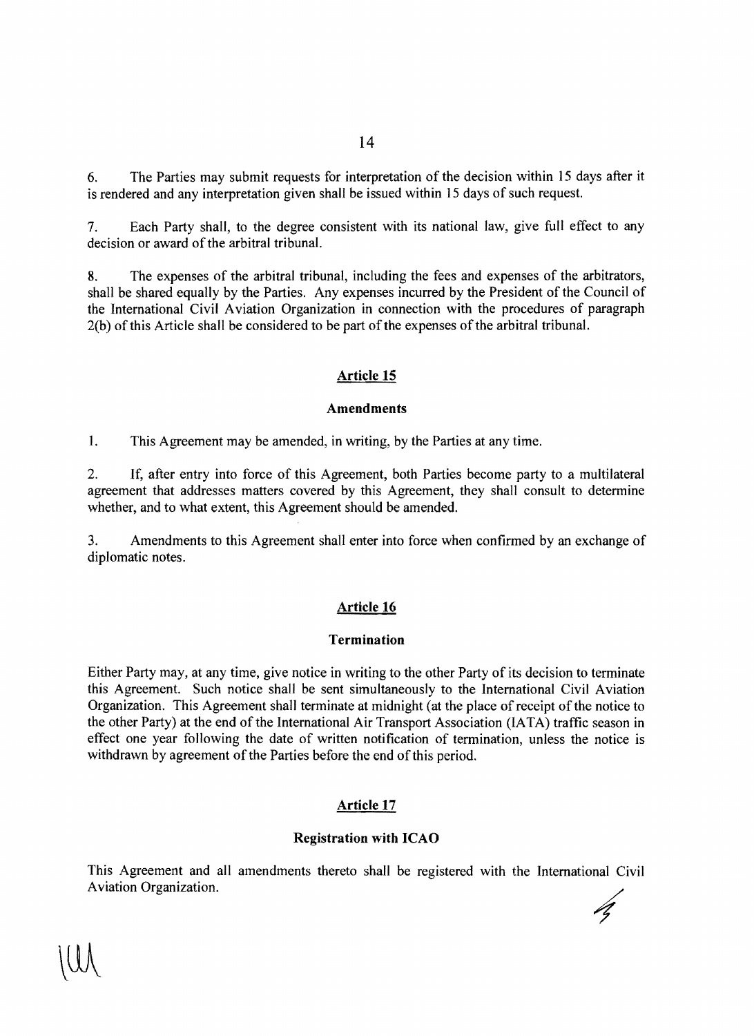6. The Parties may submit requests for interpretation of the decision within 15 days after it is rendered and any interpretation given shall be issued within 15 days of such request.

7. Each Party shall, to the degree consistent with its national law, give full effect to any decision or award of the arbitral tribunal.

8. The expenses of the arbitral tribunal, including the fees and expenses of the arbitrators, shall be shared equally by the Parties. Any expenses incurred by the President of the Council of the International Civil Aviation Organization in connection with the procedures of paragraph 2(b) of this Article shall be considered to be part of the expenses of the arbitral tribunal.

## Article 15

### Amendments

1. This Agreement may be amended, in writing, by the Parties at any time.

2. If, after entry into force of this Agreement, both Parties become party to a multilateral agreement that addresses matters covered by this Agreement, they shall consult to determine whether, and to what extent, this Agreement should be amended.

3. Amendments to this Agreement shall enter into force when confirmed by an exchange of diplomatic notes.

## Article 16

### Termination

Either Party may, at any time, give notice in writing to the other Party of its decision to terminate this Agreement. Such notice shall be sent simultaneously to the International Civil Aviation Organization. This Agreement shall terminate at midnight (at the place of receipt of the notice to the other Party) at the end of the International Air Transport Association (IATA) traffic season in effect one year following the date of written notification of termination, unless the notice is withdrawn by agreement of the Parties before the end of this period.

## Article 17

### Registration with ICAO

This Agreement and all amendments thereto shall be registered with the International Civil Aviation Organization.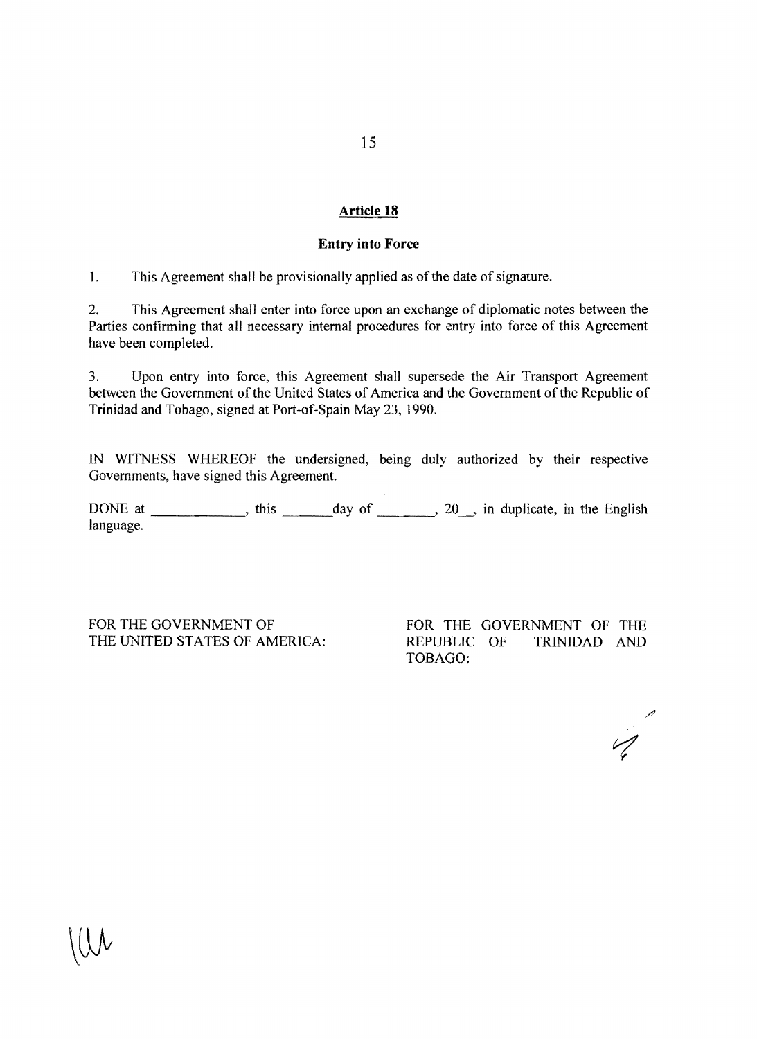## Article 18

### Entry into Force

1. This Agreement shall be provisionally applied as of the date of signature.

2. This Agreement shall enter into force upon an exchange of diplomatic notes between the Parties confirming that all necessary internal procedures for entry into force of this Agreement have been completed.

3. Upon entry into force, this Agreement shall supersede the Air Transport Agreement between the Government of the United States of America and the Government of the Republic of Trinidad and Tobago, signed at Port-of-Spain May 23, 1990.

IN WITNESS WHEREOF the undersigned, being duly authorized by their respective Governments, have signed this Agreement.

DONE at ____________, this ______day of _______, 20__, in duplicate, in the English language.

| | |
|---|---|
| FOR THE GOVERNMENT OF THE UNITED STATES OF AMERICA: | FOR THE GOVERNMENT OF THE REPUBLIC OF TRINIDAD AND TOBAGO: |